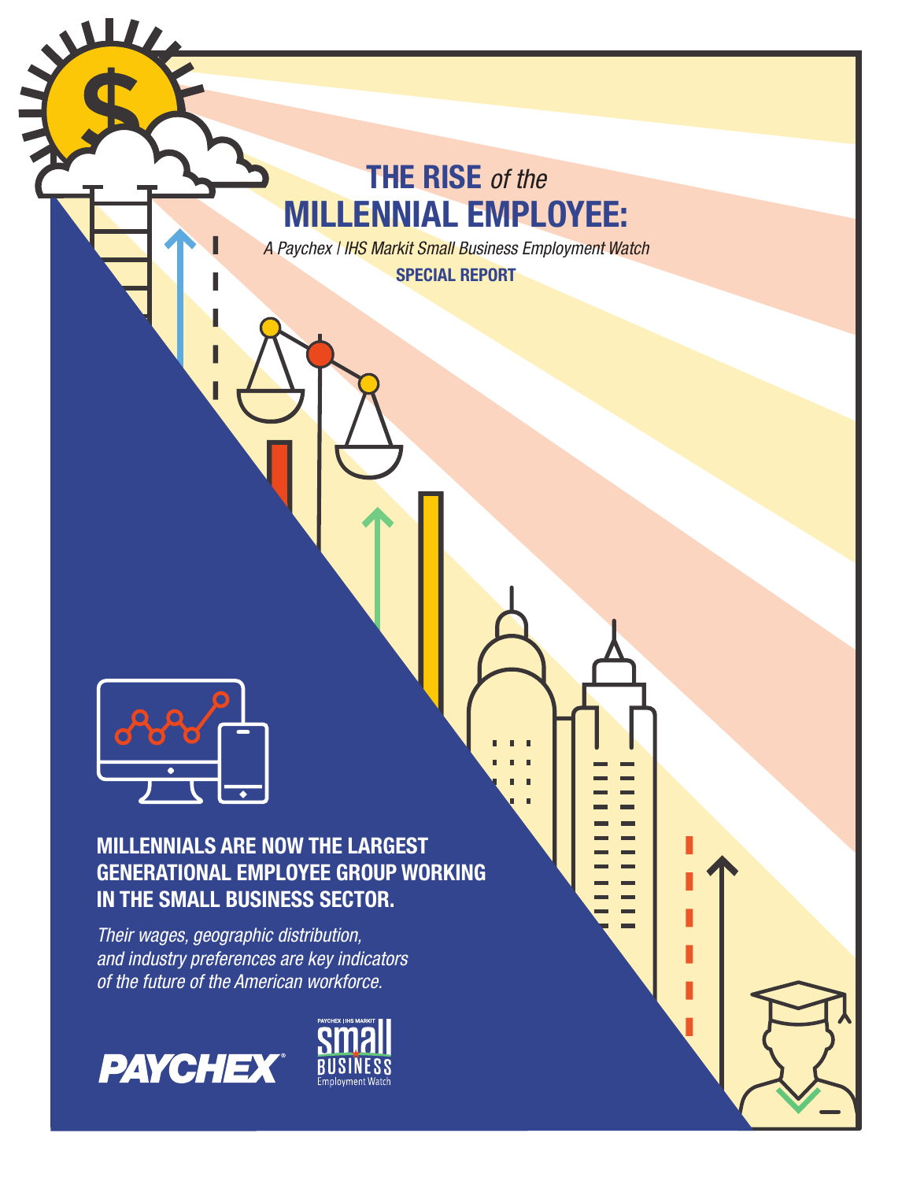# THE RISE *of the* MILLENNIAL EMPLOYEE:

*A Paychex | IHS Markit Small Business Employment Watch*

**SPECIAL REPORT**

**MILLENNIALS ARE NOW THE LARGEST GENERATIONAL EMPLOYEE GROUP WORKING IN THE SMALL BUSINESS SECTOR.**

*Their wages, geographic distribution, and industry preferences are key indicators of the future of the American workforce.*

PAYCHEX

PAYCHEX | IHS MARKIT small BUSINESS Employment Watch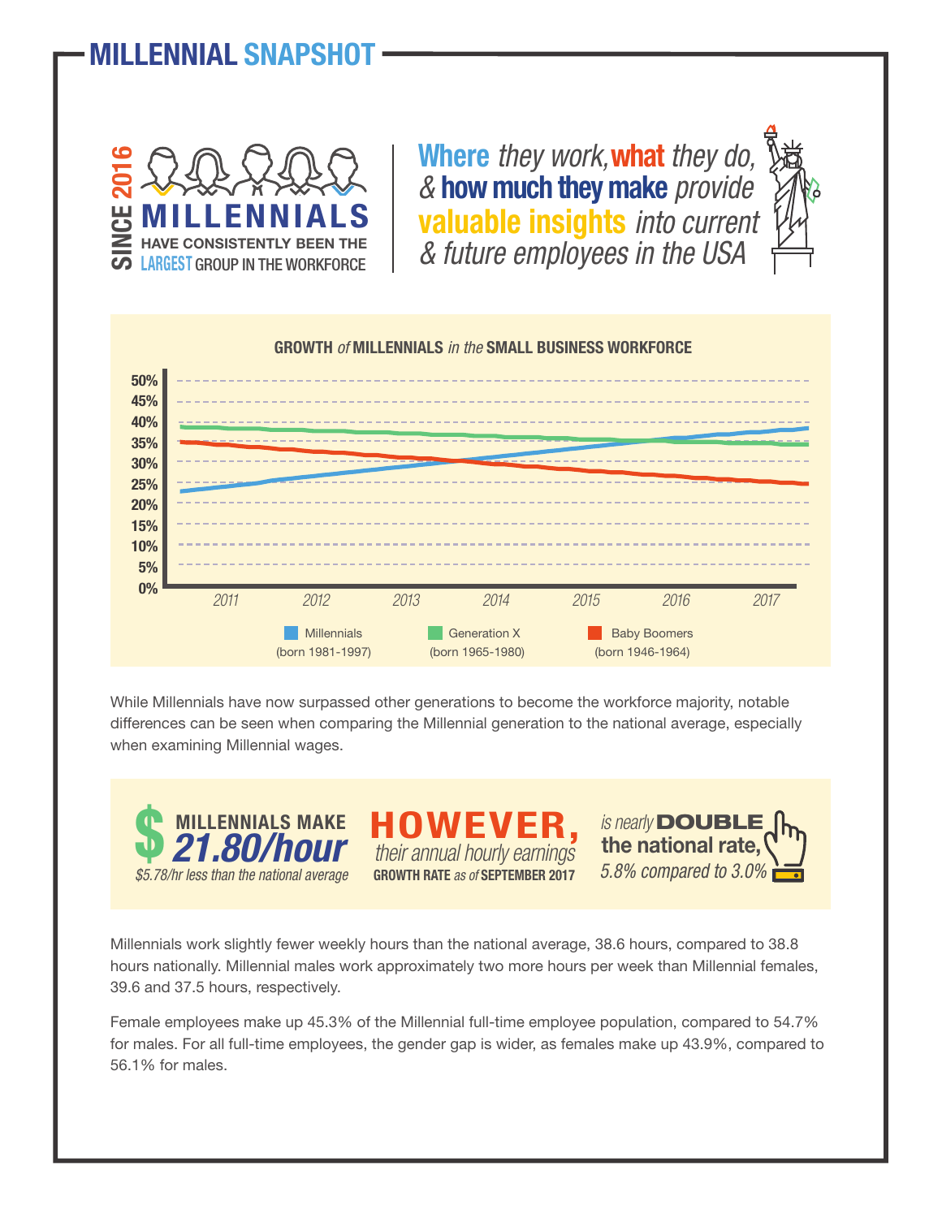# MILLENNIAL SNAPSHOT

**SINCE 2016 MILLENNIALS** HAVE CONSISTENTLY BEEN THE **LARGEST** GROUP IN THE WORKFORCE

**Where** *they work,* **what** *they do,* *&* **how much they make** *provide* **valuable insights** *into current & future employees in the USA*

**GROWTH** *of* **MILLENNIALS** *in the* **SMALL BUSINESS WORKFORCE**

Millennials (born 1981-1997) | Generation X (born 1965-1980) | Baby Boomers (born 1946-1964)

While Millennials have now surpassed other generations to become the workforce majority, notable differences can be seen when comparing the Millennial generation to the national average, especially when examining Millennial wages.

**$ MILLENNIALS MAKE *21.80/hour***
*$5.78/hr less than the national average*

**HOWEVER,** *their annual hourly earnings* **GROWTH RATE** *as of* **SEPTEMBER 2017** *is nearly* **DOUBLE the national rate,** *5.8% compared to 3.0%*

Millennials work slightly fewer weekly hours than the national average, 38.6 hours, compared to 38.8 hours nationally. Millennial males work approximately two more hours per week than Millennial females, 39.6 and 37.5 hours, respectively.

Female employees make up 45.3% of the Millennial full-time employee population, compared to 54.7% for males. For all full-time employees, the gender gap is wider, as females make up 43.9%, compared to 56.1% for males.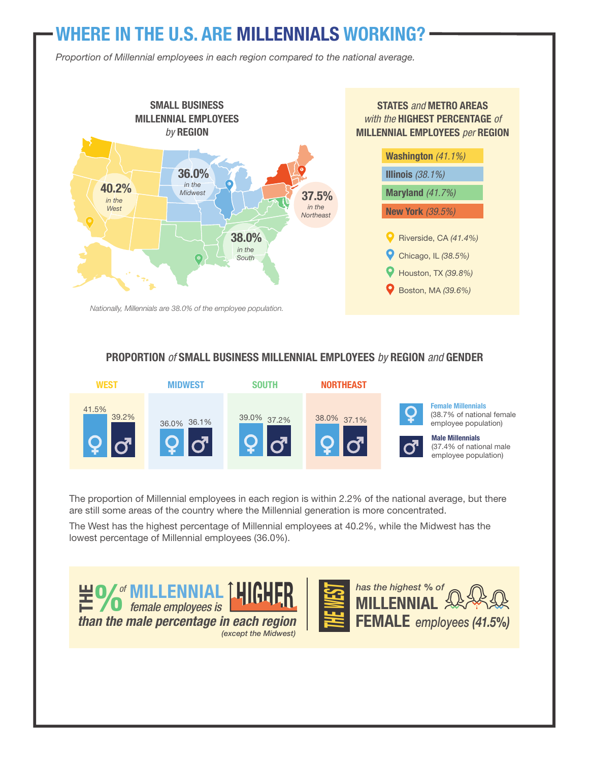# WHERE IN THE U.S. ARE MILLENNIALS WORKING?

*Proportion of Millennial employees in each region compared to the national average.*

### SMALL BUSINESS MILLENNIAL EMPLOYEES *by* REGION

- **40.2%** *in the West*
- **36.0%** *in the Midwest*
- **37.5%** *in the Northeast*
- **38.0%** *in the South*

*Nationally, Millennials are 38.0% of the employee population.*

### STATES *and* METRO AREAS *with the* HIGHEST PERCENTAGE *of* MILLENNIAL EMPLOYEES *per* REGION

- **Washington** *(41.1%)*
- **Illinois** *(38.1%)*
- **Maryland** *(41.7%)*
- **New York** *(39.5%)*

- Riverside, CA *(41.4%)*
- Chicago, IL *(38.5%)*
- Houston, TX *(39.8%)*
- Boston, MA *(39.6%)*

### PROPORTION *of* SMALL BUSINESS MILLENNIAL EMPLOYEES *by* REGION *and* GENDER

| Region | Female | Male |
|---|---|---|
| WEST | 41.5% | 39.2% |
| MIDWEST | 36.0% | 36.1% |
| SOUTH | 39.0% | 37.2% |
| NORTHEAST | 38.0% | 37.1% |

**Female Millennials** (38.7% of national female employee population)

**Male Millennials** (37.4% of national male employee population)

The proportion of Millennial employees in each region is within 2.2% of the national average, but there are still some areas of the country where the Millennial generation is more concentrated.

The West has the highest percentage of Millennial employees at 40.2%, while the Midwest has the lowest percentage of Millennial employees (36.0%).

**THE % *of* MILLENNIAL** *female employees is* **HIGHER** ***than the male percentage in each region*** *(except the Midwest)*

**THE WEST** ***has the highest % of*** **MILLENNIAL FEMALE** *employees* ***(41.5%)***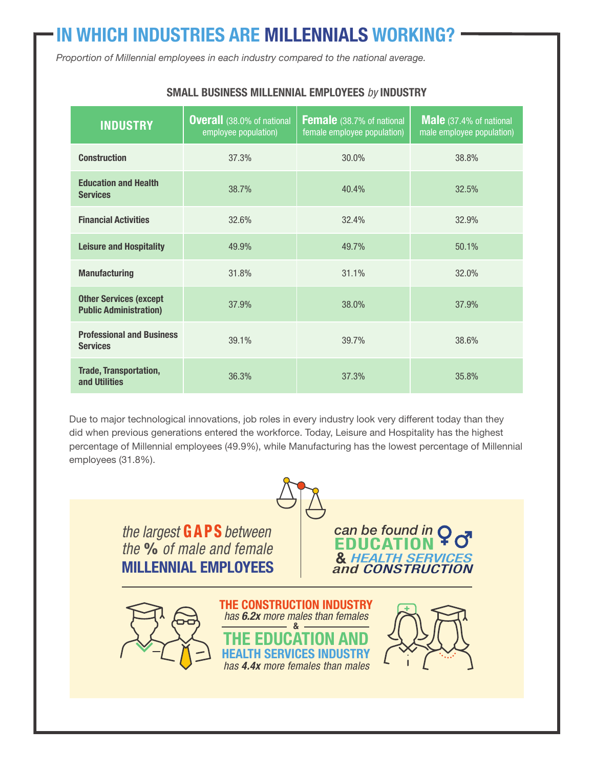# IN WHICH INDUSTRIES ARE MILLENNIALS WORKING?

*Proportion of Millennial employees in each industry compared to the national average.*

**SMALL BUSINESS MILLENNIAL EMPLOYEES *by* INDUSTRY**

| INDUSTRY | **Overall** (38.0% of national employee population) | **Female** (38.7% of national female employee population) | **Male** (37.4% of national male employee population) |
|---|---|---|---|
| **Construction** | 37.3% | 30.0% | 38.8% |
| **Education and Health Services** | 38.7% | 40.4% | 32.5% |
| **Financial Activities** | 32.6% | 32.4% | 32.9% |
| **Leisure and Hospitality** | 49.9% | 49.7% | 50.1% |
| **Manufacturing** | 31.8% | 31.1% | 32.0% |
| **Other Services (except Public Administration)** | 37.9% | 38.0% | 37.9% |
| **Professional and Business Services** | 39.1% | 39.7% | 38.6% |
| **Trade, Transportation, and Utilities** | 36.3% | 37.3% | 35.8% |

Due to major technological innovations, job roles in every industry look very different today than they did when previous generations entered the workforce. Today, Leisure and Hospitality has the highest percentage of Millennial employees (49.9%), while Manufacturing has the lowest percentage of Millennial employees (31.8%).

*the largest* **GAPS** *between the* **%** *of male and female* **MILLENNIAL EMPLOYEES** *can be found in* **EDUCATION & *HEALTH SERVICES* and *CONSTRUCTION***

**THE CONSTRUCTION INDUSTRY** *has* ***6.2x*** *more males than females*

**&**

**THE EDUCATION AND HEALTH SERVICES INDUSTRY** *has* ***4.4x*** *more females than males*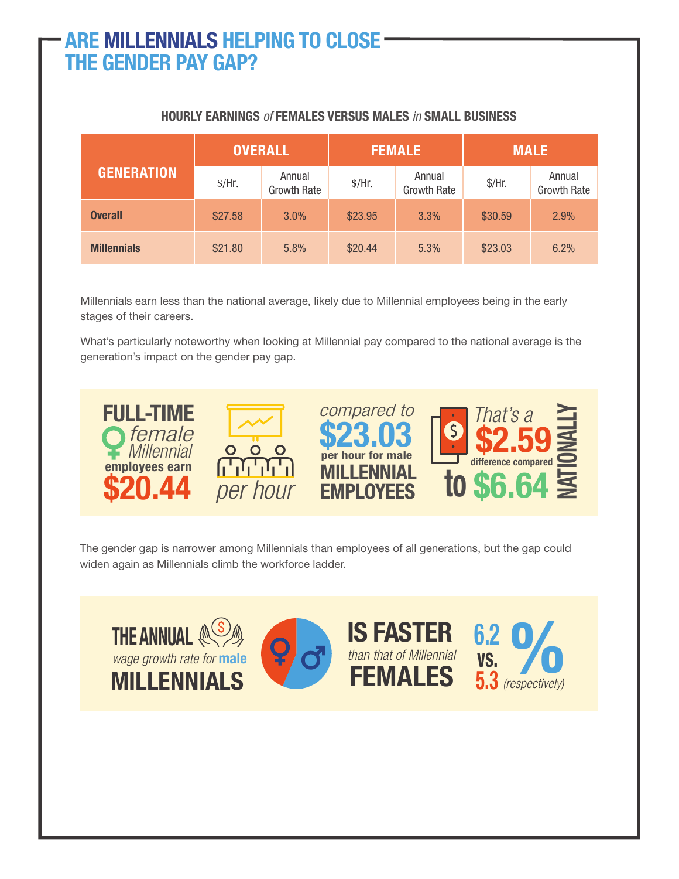# ARE MILLENNIALS HELPING TO CLOSE THE GENDER PAY GAP?

**HOURLY EARNINGS *of* FEMALES VERSUS MALES *in* SMALL BUSINESS**

| GENERATION | OVERALL | | FEMALE | | MALE | |
|---|---|---|---|---|---|---|
| | $/Hr. | Annual Growth Rate | $/Hr. | Annual Growth Rate | $/Hr. | Annual Growth Rate |
| **Overall** | $27.58 | 3.0% | $23.95 | 3.3% | $30.59 | 2.9% |
| **Millennials** | $21.80 | 5.8% | $20.44 | 5.3% | $23.03 | 6.2% |

Millennials earn less than the national average, likely due to Millennial employees being in the early stages of their careers.

What's particularly noteworthy when looking at Millennial pay compared to the national average is the generation's impact on the gender pay gap.

**FULL-TIME** *female Millennial* **employees earn $20.44** *per hour* *compared to* **$23.03 per hour for male MILLENNIAL EMPLOYEES** *That's a* **$2.59 difference compared to $6.64 NATIONALLY**

The gender gap is narrower among Millennials than employees of all generations, but the gap could widen again as Millennials climb the workforce ladder.

**THE ANNUAL** *wage growth rate for* **male MILLENNIALS IS FASTER** *than that of Millennial* **FEMALES** **6.2 VS. 5.3 %** *(respectively)*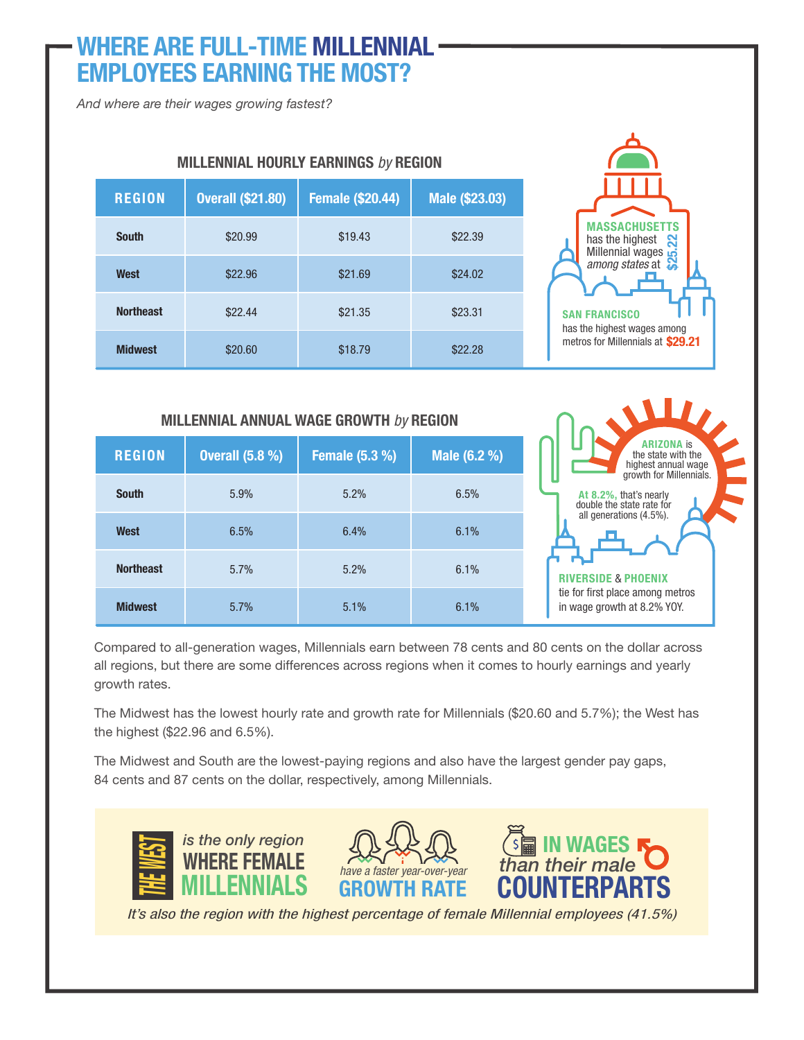# WHERE ARE FULL-TIME MILLENNIAL EMPLOYEES EARNING THE MOST?

*And where are their wages growing fastest?*

### MILLENNIAL HOURLY EARNINGS *by* REGION

| REGION | Overall ($21.80) | Female ($20.44) | Male ($23.03) |
|---|---|---|---|
| South | $20.99 | $19.43 | $22.39 |
| West | $22.96 | $21.69 | $24.02 |
| Northeast | $22.44 | $21.35 | $23.31 |
| Midwest | $20.60 | $18.79 | $22.28 |

**MASSACHUSETTS** has the highest Millennial wages *among states* at **$25.22**

**SAN FRANCISCO** has the highest wages among metros for Millennials at **$29.21**

### MILLENNIAL ANNUAL WAGE GROWTH *by* REGION

| REGION | Overall (5.8 %) | Female (5.3 %) | Male (6.2 %) |
|---|---|---|---|
| South | 5.9% | 5.2% | 6.5% |
| West | 6.5% | 6.4% | 6.1% |
| Northeast | 5.7% | 5.2% | 6.1% |
| Midwest | 5.7% | 5.1% | 6.1% |

**ARIZONA** is the state with the highest annual wage growth for Millennials.

**At 8.2%,** that's nearly double the state rate for all generations (4.5%).

**RIVERSIDE** & **PHOENIX** tie for first place among metros in wage growth at 8.2% YOY.

Compared to all-generation wages, Millennials earn between 78 cents and 80 cents on the dollar across all regions, but there are some differences across regions when it comes to hourly earnings and yearly growth rates.

The Midwest has the lowest hourly rate and growth rate for Millennials ($20.60 and 5.7%); the West has the highest ($22.96 and 6.5%).

The Midwest and South are the lowest-paying regions and also have the largest gender pay gaps, 84 cents and 87 cents on the dollar, respectively, among Millennials.

**THE WEST** *is the only region* **WHERE FEMALE MILLENNIALS** *have a faster year-over-year* **GROWTH RATE IN WAGES** *than their male* **COUNTERPARTS**

*It's also the region with the highest percentage of female Millennial employees (41.5%)*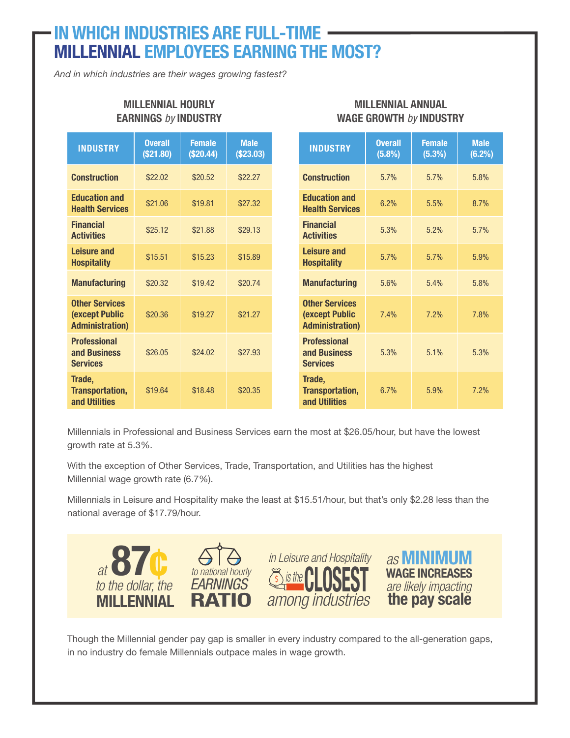# IN WHICH INDUSTRIES ARE FULL-TIME MILLENNIAL EMPLOYEES EARNING THE MOST?

*And in which industries are their wages growing fastest?*

### MILLENNIAL HOURLY EARNINGS *by* INDUSTRY

| INDUSTRY | Overall ($21.80) | Female ($20.44) | Male ($23.03) |
|---|---|---|---|
| Construction | $22.02 | $20.52 | $22.27 |
| Education and Health Services | $21.06 | $19.81 | $27.32 |
| Financial Activities | $25.12 | $21.88 | $29.13 |
| Leisure and Hospitality | $15.51 | $15.23 | $15.89 |
| Manufacturing | $20.32 | $19.42 | $20.74 |
| Other Services (except Public Administration) | $20.36 | $19.27 | $21.27 |
| Professional and Business Services | $26.05 | $24.02 | $27.93 |
| Trade, Transportation, and Utilities | $19.64 | $18.48 | $20.35 |

### MILLENNIAL ANNUAL WAGE GROWTH *by* INDUSTRY

| INDUSTRY | Overall (5.8%) | Female (5.3%) | Male (6.2%) |
|---|---|---|---|
| Construction | 5.7% | 5.7% | 5.8% |
| Education and Health Services | 6.2% | 5.5% | 8.7% |
| Financial Activities | 5.3% | 5.2% | 5.7% |
| Leisure and Hospitality | 5.7% | 5.7% | 5.9% |
| Manufacturing | 5.6% | 5.4% | 5.8% |
| Other Services (except Public Administration) | 7.4% | 7.2% | 7.8% |
| Professional and Business Services | 5.3% | 5.1% | 5.3% |
| Trade, Transportation, and Utilities | 6.7% | 5.9% | 7.2% |

Millennials in Professional and Business Services earn the most at $26.05/hour, but have the lowest growth rate at 5.3%.

With the exception of Other Services, Trade, Transportation, and Utilities has the highest Millennial wage growth rate (6.7%).

Millennials in Leisure and Hospitality make the least at $15.51/hour, but that's only $2.28 less than the national average of $17.79/hour.

*at* **87¢** *to the dollar, the* **MILLENNIAL** *to national hourly* **EARNINGS RATIO** *in Leisure and Hospitality is the* **CLOSEST** *among industries* *as* **MINIMUM WAGE INCREASES** *are likely impacting* **the pay scale**

Though the Millennial gender pay gap is smaller in every industry compared to the all-generation gaps, in no industry do female Millennials outpace males in wage growth.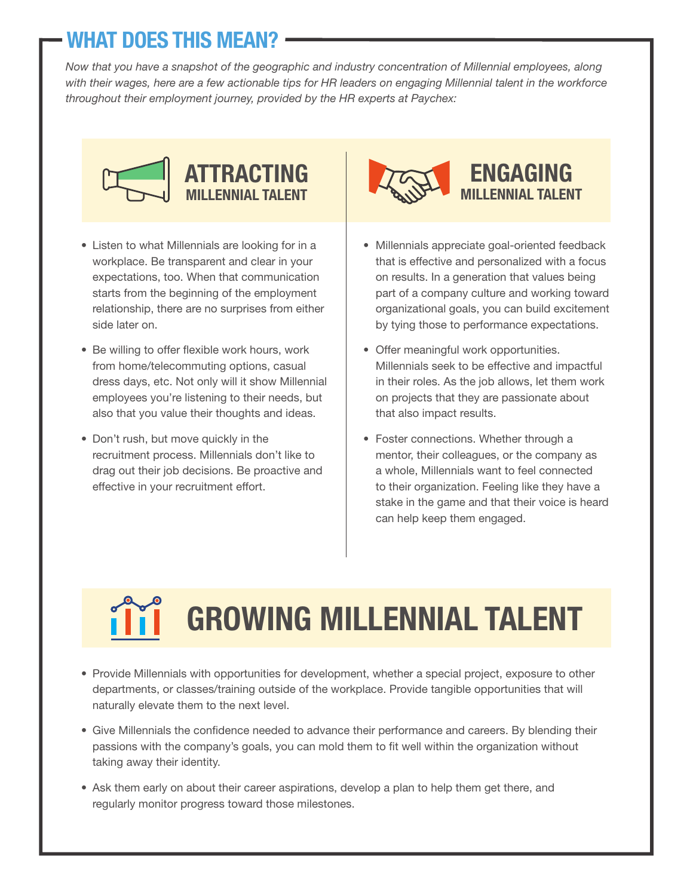## WHAT DOES THIS MEAN?

*Now that you have a snapshot of the geographic and industry concentration of Millennial employees, along with their wages, here are a few actionable tips for HR leaders on engaging Millennial talent in the workforce throughout their employment journey, provided by the HR experts at Paychex:*

### ATTRACTING MILLENNIAL TALENT

- Listen to what Millennials are looking for in a workplace. Be transparent and clear in your expectations, too. When that communication starts from the beginning of the employment relationship, there are no surprises from either side later on.
- Be willing to offer flexible work hours, work from home/telecommuting options, casual dress days, etc. Not only will it show Millennial employees you're listening to their needs, but also that you value their thoughts and ideas.
- Don't rush, but move quickly in the recruitment process. Millennials don't like to drag out their job decisions. Be proactive and effective in your recruitment effort.

### ENGAGING MILLENNIAL TALENT

- Millennials appreciate goal-oriented feedback that is effective and personalized with a focus on results. In a generation that values being part of a company culture and working toward organizational goals, you can build excitement by tying those to performance expectations.
- Offer meaningful work opportunities. Millennials seek to be effective and impactful in their roles. As the job allows, let them work on projects that they are passionate about that also impact results.
- Foster connections. Whether through a mentor, their colleagues, or the company as a whole, Millennials want to feel connected to their organization. Feeling like they have a stake in the game and that their voice is heard can help keep them engaged.

### GROWING MILLENNIAL TALENT

- Provide Millennials with opportunities for development, whether a special project, exposure to other departments, or classes/training outside of the workplace. Provide tangible opportunities that will naturally elevate them to the next level.
- Give Millennials the confidence needed to advance their performance and careers. By blending their passions with the company's goals, you can mold them to fit well within the organization without taking away their identity.
- Ask them early on about their career aspirations, develop a plan to help them get there, and regularly monitor progress toward those milestones.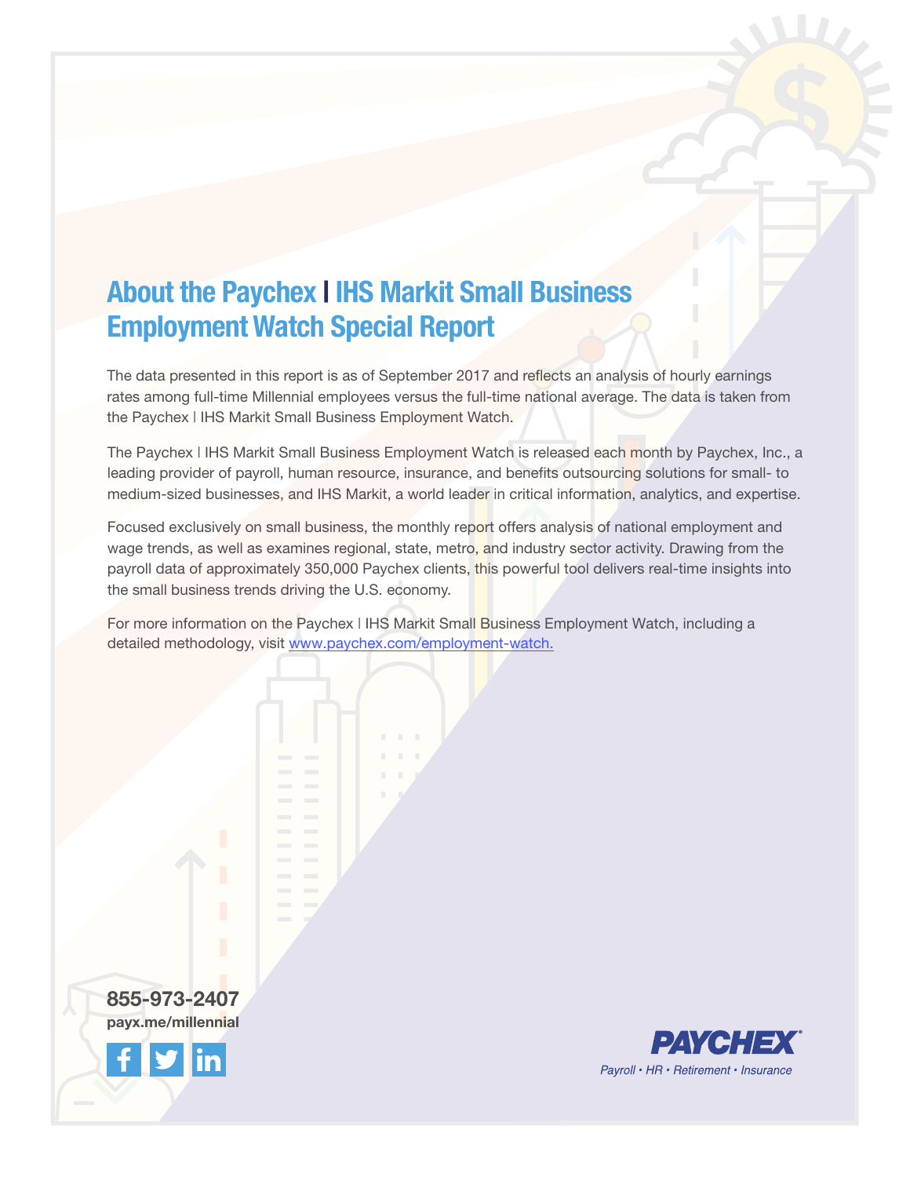# About the Paychex | IHS Markit Small Business Employment Watch Special Report

The data presented in this report is as of September 2017 and reflects an analysis of hourly earnings rates among full-time Millennial employees versus the full-time national average. The data is taken from the Paychex | IHS Markit Small Business Employment Watch.

The Paychex | IHS Markit Small Business Employment Watch is released each month by Paychex, Inc., a leading provider of payroll, human resource, insurance, and benefits outsourcing solutions for small- to medium-sized businesses, and IHS Markit, a world leader in critical information, analytics, and expertise.

Focused exclusively on small business, the monthly report offers analysis of national employment and wage trends, as well as examines regional, state, metro, and industry sector activity. Drawing from the payroll data of approximately 350,000 Paychex clients, this powerful tool delivers real-time insights into the small business trends driving the U.S. economy.

For more information on the Paychex | IHS Markit Small Business Employment Watch, including a detailed methodology, visit [www.paychex.com/employment-watch.](http://www.paychex.com/employment-watch)

**855-973-2407**
**payx.me/millennial**

PAYCHEX®
*Payroll • HR • Retirement • Insurance*